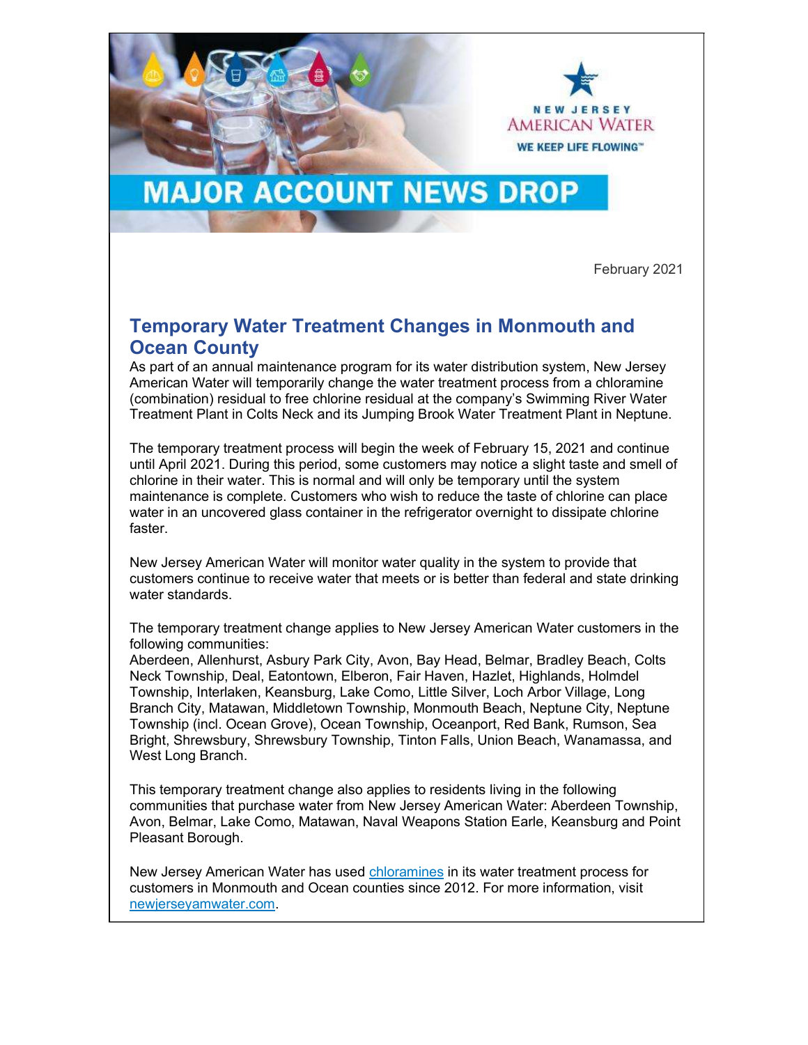NEW JERSEY AMERICAN WATER

WE KEEP LIFE FLOWING™

# MAJOR ACCOUNT NEWS DROP

February 2021

## Temporary Water Treatment Changes in Monmouth and Ocean County

As part of an annual maintenance program for its water distribution system, New Jersey American Water will temporarily change the water treatment process from a chloramine (combination) residual to free chlorine residual at the company's Swimming River Water Treatment Plant in Colts Neck and its Jumping Brook Water Treatment Plant in Neptune.

The temporary treatment process will begin the week of February 15, 2021 and continue until April 2021. During this period, some customers may notice a slight taste and smell of chlorine in their water. This is normal and will only be temporary until the system maintenance is complete. Customers who wish to reduce the taste of chlorine can place water in an uncovered glass container in the refrigerator overnight to dissipate chlorine faster.

New Jersey American Water will monitor water quality in the system to provide that customers continue to receive water that meets or is better than federal and state drinking water standards.

The temporary treatment change applies to New Jersey American Water customers in the following communities:
Aberdeen, Allenhurst, Asbury Park City, Avon, Bay Head, Belmar, Bradley Beach, Colts Neck Township, Deal, Eatontown, Elberon, Fair Haven, Hazlet, Highlands, Holmdel Township, Interlaken, Keansburg, Lake Como, Little Silver, Loch Arbor Village, Long Branch City, Matawan, Middletown Township, Monmouth Beach, Neptune City, Neptune Township (incl. Ocean Grove), Ocean Township, Oceanport, Red Bank, Rumson, Sea Bright, Shrewsbury, Shrewsbury Township, Tinton Falls, Union Beach, Wanamassa, and West Long Branch.

This temporary treatment change also applies to residents living in the following communities that purchase water from New Jersey American Water: Aberdeen Township, Avon, Belmar, Lake Como, Matawan, Naval Weapons Station Earle, Keansburg and Point Pleasant Borough.

New Jersey American Water has used chloramines in its water treatment process for customers in Monmouth and Ocean counties since 2012. For more information, visit newjerseyamwater.com.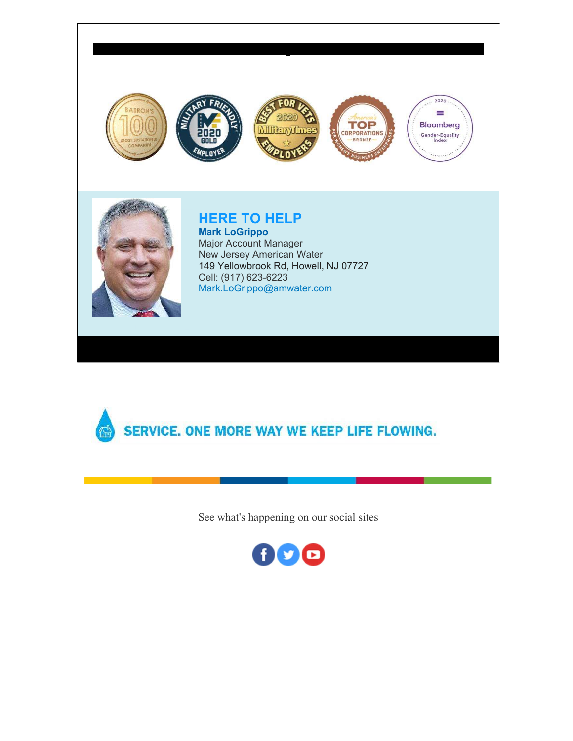## HERE TO HELP

**Mark LoGrippo**
Major Account Manager
New Jersey American Water
149 Yellowbrook Rd, Howell, NJ 07727
Cell: (917) 623-6223
Mark.LoGrippo@amwater.com

SERVICE. ONE MORE WAY WE KEEP LIFE FLOWING.

See what's happening on our social sites